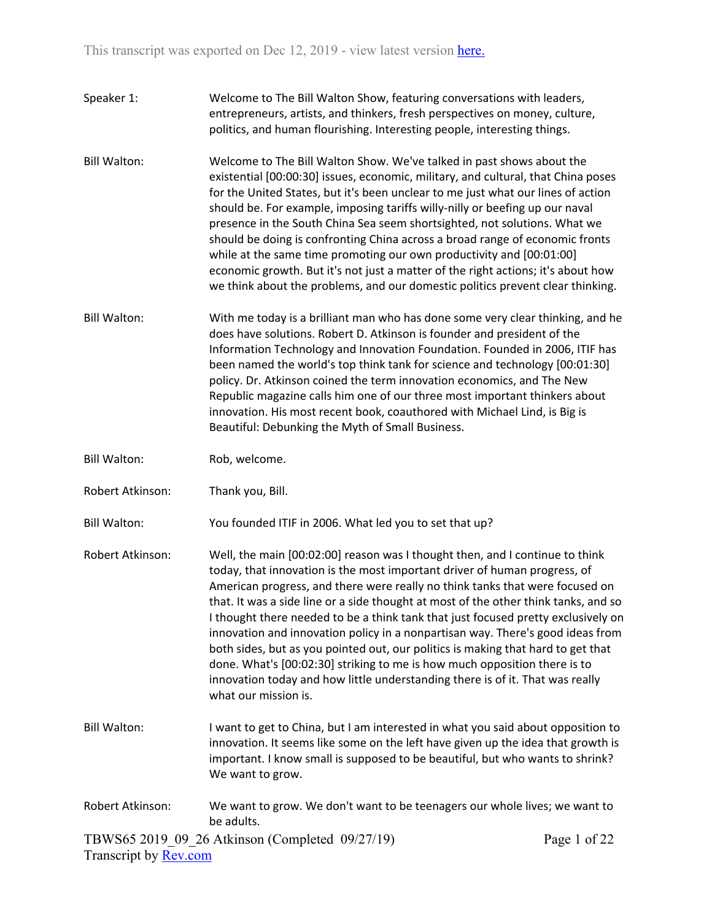This transcript was exported on Dec 12, 2019 - view latest version here.

Speaker 1: Welcome to The Bill Walton Show, featuring conversations with leaders, entrepreneurs, artists, and thinkers, fresh perspectives on money, culture, politics, and human flourishing. Interesting people, interesting things.

Bill Walton: Welcome to The Bill Walton Show. We've talked in past shows about the existential [00:00:30] issues, economic, military, and cultural, that China poses for the United States, but it's been unclear to me just what our lines of action should be. For example, imposing tariffs willy-nilly or beefing up our naval presence in the South China Sea seem shortsighted, not solutions. What we should be doing is confronting China across a broad range of economic fronts while at the same time promoting our own productivity and [00:01:00] economic growth. But it's not just a matter of the right actions; it's about how we think about the problems, and our domestic politics prevent clear thinking.

Bill Walton: With me today is a brilliant man who has done some very clear thinking, and he does have solutions. Robert D. Atkinson is founder and president of the Information Technology and Innovation Foundation. Founded in 2006, ITIF has been named the world's top think tank for science and technology [00:01:30] policy. Dr. Atkinson coined the term innovation economics, and The New Republic magazine calls him one of our three most important thinkers about innovation. His most recent book, coauthored with Michael Lind, is Big is Beautiful: Debunking the Myth of Small Business.

Bill Walton: Rob, welcome.

Robert Atkinson: Thank you, Bill.

Bill Walton: You founded ITIF in 2006. What led you to set that up?

Robert Atkinson: Well, the main [00:02:00] reason was I thought then, and I continue to think today, that innovation is the most important driver of human progress, of American progress, and there were really no think tanks that were focused on that. It was a side line or a side thought at most of the other think tanks, and so I thought there needed to be a think tank that just focused pretty exclusively on innovation and innovation policy in a nonpartisan way. There's good ideas from both sides, but as you pointed out, our politics is making that hard to get that done. What's [00:02:30] striking to me is how much opposition there is to innovation today and how little understanding there is of it. That was really what our mission is.

Bill Walton: I want to get to China, but I am interested in what you said about opposition to innovation. It seems like some on the left have given up the idea that growth is important. I know small is supposed to be beautiful, but who wants to shrink? We want to grow.

Robert Atkinson: We want to grow. We don't want to be teenagers our whole lives; we want to be adults.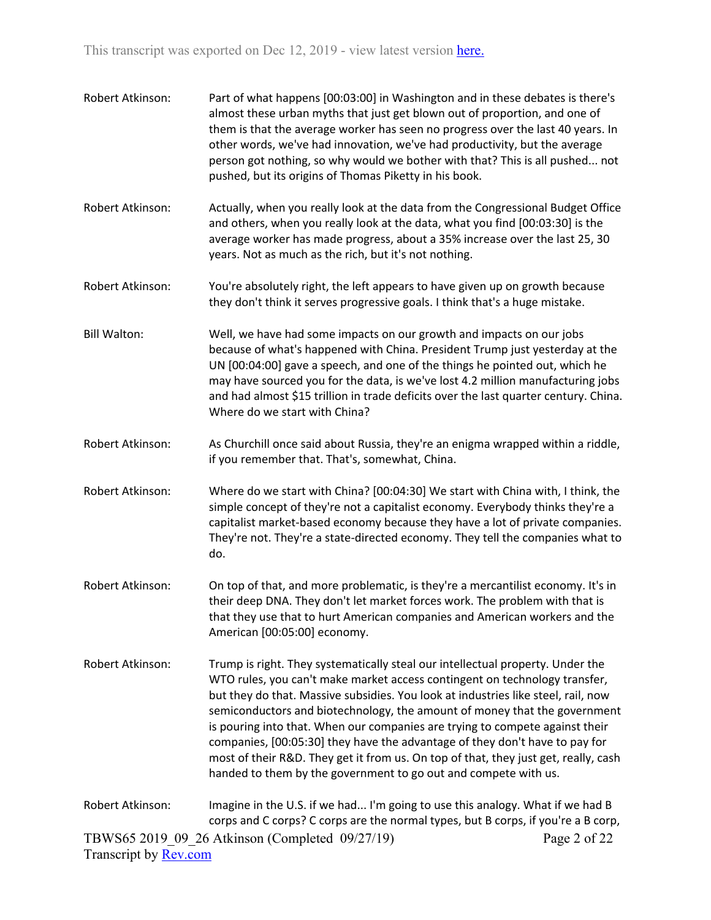Robert Atkinson: Part of what happens [00:03:00] in Washington and in these debates is there's almost these urban myths that just get blown out of proportion, and one of them is that the average worker has seen no progress over the last 40 years. In other words, we've had innovation, we've had productivity, but the average person got nothing, so why would we bother with that? This is all pushed... not pushed, but its origins of Thomas Piketty in his book.

Robert Atkinson: Actually, when you really look at the data from the Congressional Budget Office and others, when you really look at the data, what you find [00:03:30] is the average worker has made progress, about a 35% increase over the last 25, 30 years. Not as much as the rich, but it's not nothing.

Robert Atkinson: You're absolutely right, the left appears to have given up on growth because they don't think it serves progressive goals. I think that's a huge mistake.

Bill Walton: Well, we have had some impacts on our growth and impacts on our jobs because of what's happened with China. President Trump just yesterday at the UN [00:04:00] gave a speech, and one of the things he pointed out, which he may have sourced you for the data, is we've lost 4.2 million manufacturing jobs and had almost $15 trillion in trade deficits over the last quarter century. China. Where do we start with China?

Robert Atkinson: As Churchill once said about Russia, they're an enigma wrapped within a riddle, if you remember that. That's, somewhat, China.

Robert Atkinson: Where do we start with China? [00:04:30] We start with China with, I think, the simple concept of they're not a capitalist economy. Everybody thinks they're a capitalist market-based economy because they have a lot of private companies. They're not. They're a state-directed economy. They tell the companies what to do.

Robert Atkinson: On top of that, and more problematic, is they're a mercantilist economy. It's in their deep DNA. They don't let market forces work. The problem with that is that they use that to hurt American companies and American workers and the American [00:05:00] economy.

Robert Atkinson: Trump is right. They systematically steal our intellectual property. Under the WTO rules, you can't make market access contingent on technology transfer, but they do that. Massive subsidies. You look at industries like steel, rail, now semiconductors and biotechnology, the amount of money that the government is pouring into that. When our companies are trying to compete against their companies, [00:05:30] they have the advantage of they don't have to pay for most of their R&D. They get it from us. On top of that, they just get, really, cash handed to them by the government to go out and compete with us.

Robert Atkinson: Imagine in the U.S. if we had... I'm going to use this analogy. What if we had B corps and C corps? C corps are the normal types, but B corps, if you're a B corp,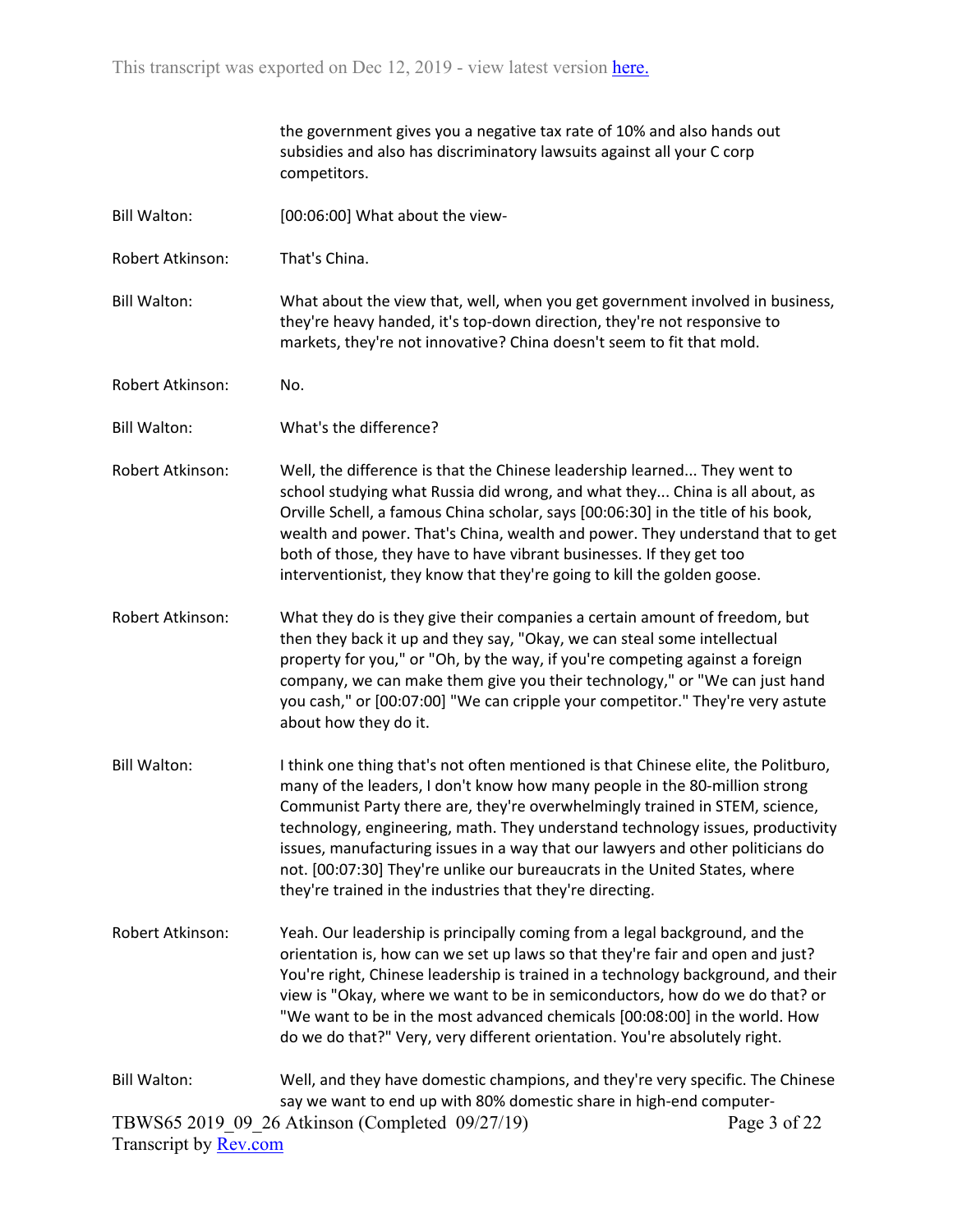the government gives you a negative tax rate of 10% and also hands out subsidies and also has discriminatory lawsuits against all your C corp competitors.

**Bill Walton:** [00:06:00] What about the view-

**Robert Atkinson:** That's China.

**Bill Walton:** What about the view that, well, when you get government involved in business, they're heavy handed, it's top-down direction, they're not responsive to markets, they're not innovative? China doesn't seem to fit that mold.

**Robert Atkinson:** No.

**Bill Walton:** What's the difference?

**Robert Atkinson:** Well, the difference is that the Chinese leadership learned... They went to school studying what Russia did wrong, and what they... China is all about, as Orville Schell, a famous China scholar, says [00:06:30] in the title of his book, wealth and power. That's China, wealth and power. They understand that to get both of those, they have to have vibrant businesses. If they get too interventionist, they know that they're going to kill the golden goose.

**Robert Atkinson:** What they do is they give their companies a certain amount of freedom, but then they back it up and they say, "Okay, we can steal some intellectual property for you," or "Oh, by the way, if you're competing against a foreign company, we can make them give you their technology," or "We can just hand you cash," or [00:07:00] "We can cripple your competitor." They're very astute about how they do it.

**Bill Walton:** I think one thing that's not often mentioned is that Chinese elite, the Politburo, many of the leaders, I don't know how many people in the 80-million strong Communist Party there are, they're overwhelmingly trained in STEM, science, technology, engineering, math. They understand technology issues, productivity issues, manufacturing issues in a way that our lawyers and other politicians do not. [00:07:30] They're unlike our bureaucrats in the United States, where they're trained in the industries that they're directing.

**Robert Atkinson:** Yeah. Our leadership is principally coming from a legal background, and the orientation is, how can we set up laws so that they're fair and open and just? You're right, Chinese leadership is trained in a technology background, and their view is "Okay, where we want to be in semiconductors, how do we do that? or "We want to be in the most advanced chemicals [00:08:00] in the world. How do we do that?" Very, very different orientation. You're absolutely right.

**Bill Walton:** Well, and they have domestic champions, and they're very specific. The Chinese say we want to end up with 80% domestic share in high-end computer-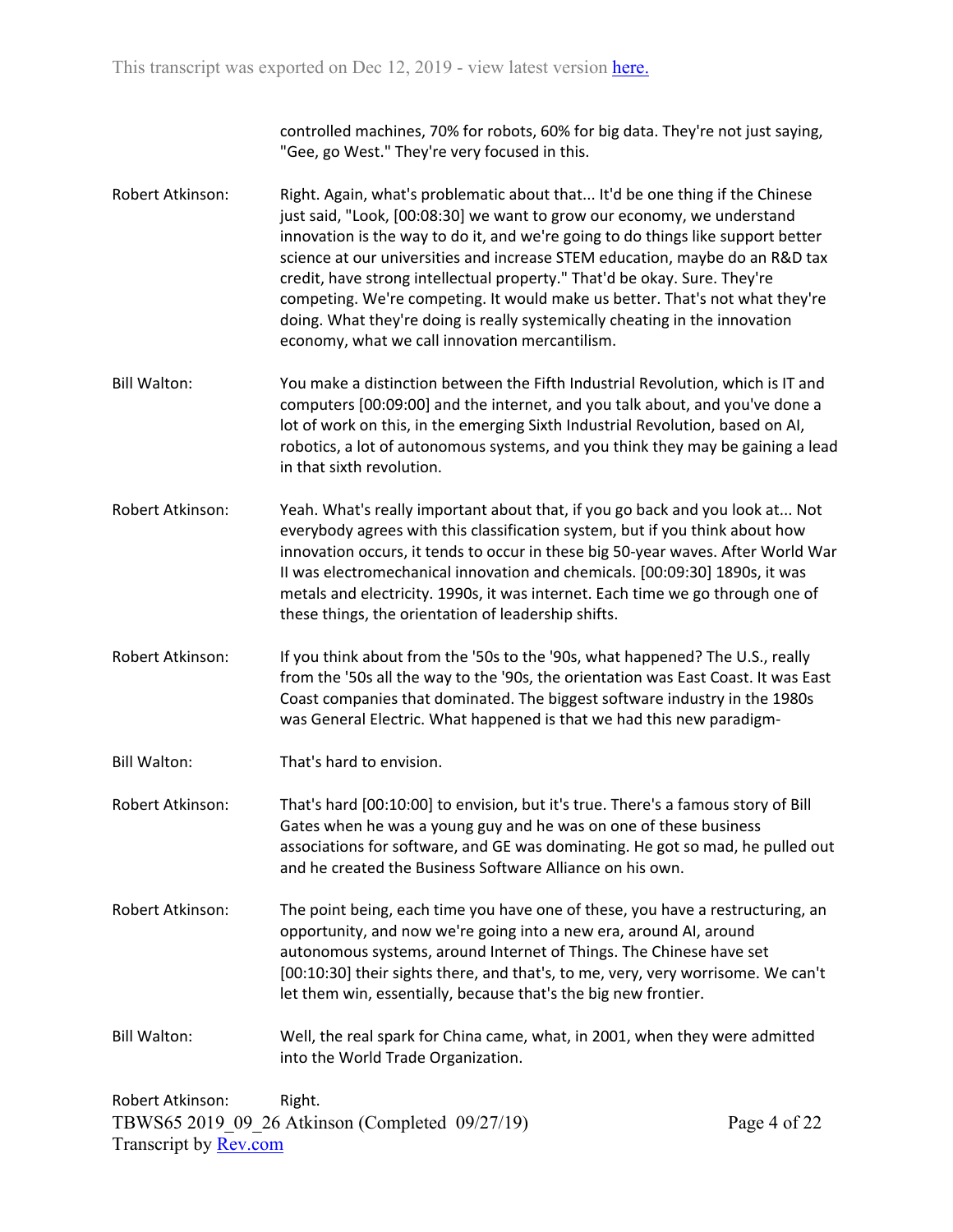controlled machines, 70% for robots, 60% for big data. They're not just saying, "Gee, go West." They're very focused in this.

Robert Atkinson: Right. Again, what's problematic about that... It'd be one thing if the Chinese just said, "Look, [00:08:30] we want to grow our economy, we understand innovation is the way to do it, and we're going to do things like support better science at our universities and increase STEM education, maybe do an R&D tax credit, have strong intellectual property." That'd be okay. Sure. They're competing. We're competing. It would make us better. That's not what they're doing. What they're doing is really systemically cheating in the innovation economy, what we call innovation mercantilism.

Bill Walton: You make a distinction between the Fifth Industrial Revolution, which is IT and computers [00:09:00] and the internet, and you talk about, and you've done a lot of work on this, in the emerging Sixth Industrial Revolution, based on AI, robotics, a lot of autonomous systems, and you think they may be gaining a lead in that sixth revolution.

Robert Atkinson: Yeah. What's really important about that, if you go back and you look at... Not everybody agrees with this classification system, but if you think about how innovation occurs, it tends to occur in these big 50-year waves. After World War II was electromechanical innovation and chemicals. [00:09:30] 1890s, it was metals and electricity. 1990s, it was internet. Each time we go through one of these things, the orientation of leadership shifts.

Robert Atkinson: If you think about from the '50s to the '90s, what happened? The U.S., really from the '50s all the way to the '90s, the orientation was East Coast. It was East Coast companies that dominated. The biggest software industry in the 1980s was General Electric. What happened is that we had this new paradigm-

Bill Walton: That's hard to envision.

Robert Atkinson: That's hard [00:10:00] to envision, but it's true. There's a famous story of Bill Gates when he was a young guy and he was on one of these business associations for software, and GE was dominating. He got so mad, he pulled out and he created the Business Software Alliance on his own.

Robert Atkinson: The point being, each time you have one of these, you have a restructuring, an opportunity, and now we're going into a new era, around AI, around autonomous systems, around Internet of Things. The Chinese have set [00:10:30] their sights there, and that's, to me, very, very worrisome. We can't let them win, essentially, because that's the big new frontier.

Bill Walton: Well, the real spark for China came, what, in 2001, when they were admitted into the World Trade Organization.

Robert Atkinson: Right.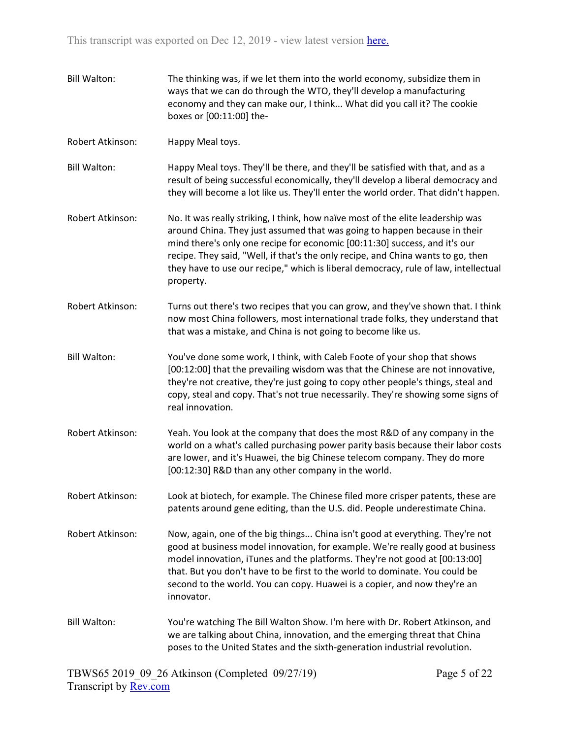**Bill Walton:** The thinking was, if we let them into the world economy, subsidize them in ways that we can do through the WTO, they'll develop a manufacturing economy and they can make our, I think... What did you call it? The cookie boxes or [00:11:00] the-

**Robert Atkinson:** Happy Meal toys.

**Bill Walton:** Happy Meal toys. They'll be there, and they'll be satisfied with that, and as a result of being successful economically, they'll develop a liberal democracy and they will become a lot like us. They'll enter the world order. That didn't happen.

**Robert Atkinson:** No. It was really striking, I think, how naïve most of the elite leadership was around China. They just assumed that was going to happen because in their mind there's only one recipe for economic [00:11:30] success, and it's our recipe. They said, "Well, if that's the only recipe, and China wants to go, then they have to use our recipe," which is liberal democracy, rule of law, intellectual property.

**Robert Atkinson:** Turns out there's two recipes that you can grow, and they've shown that. I think now most China followers, most international trade folks, they understand that that was a mistake, and China is not going to become like us.

**Bill Walton:** You've done some work, I think, with Caleb Foote of your shop that shows [00:12:00] that the prevailing wisdom was that the Chinese are not innovative, they're not creative, they're just going to copy other people's things, steal and copy, steal and copy. That's not true necessarily. They're showing some signs of real innovation.

**Robert Atkinson:** Yeah. You look at the company that does the most R&D of any company in the world on a what's called purchasing power parity basis because their labor costs are lower, and it's Huawei, the big Chinese telecom company. They do more [00:12:30] R&D than any other company in the world.

**Robert Atkinson:** Look at biotech, for example. The Chinese filed more crisper patents, these are patents around gene editing, than the U.S. did. People underestimate China.

**Robert Atkinson:** Now, again, one of the big things... China isn't good at everything. They're not good at business model innovation, for example. We're really good at business model innovation, iTunes and the platforms. They're not good at [00:13:00] that. But you don't have to be first to the world to dominate. You could be second to the world. You can copy. Huawei is a copier, and now they're an innovator.

**Bill Walton:** You're watching The Bill Walton Show. I'm here with Dr. Robert Atkinson, and we are talking about China, innovation, and the emerging threat that China poses to the United States and the sixth-generation industrial revolution.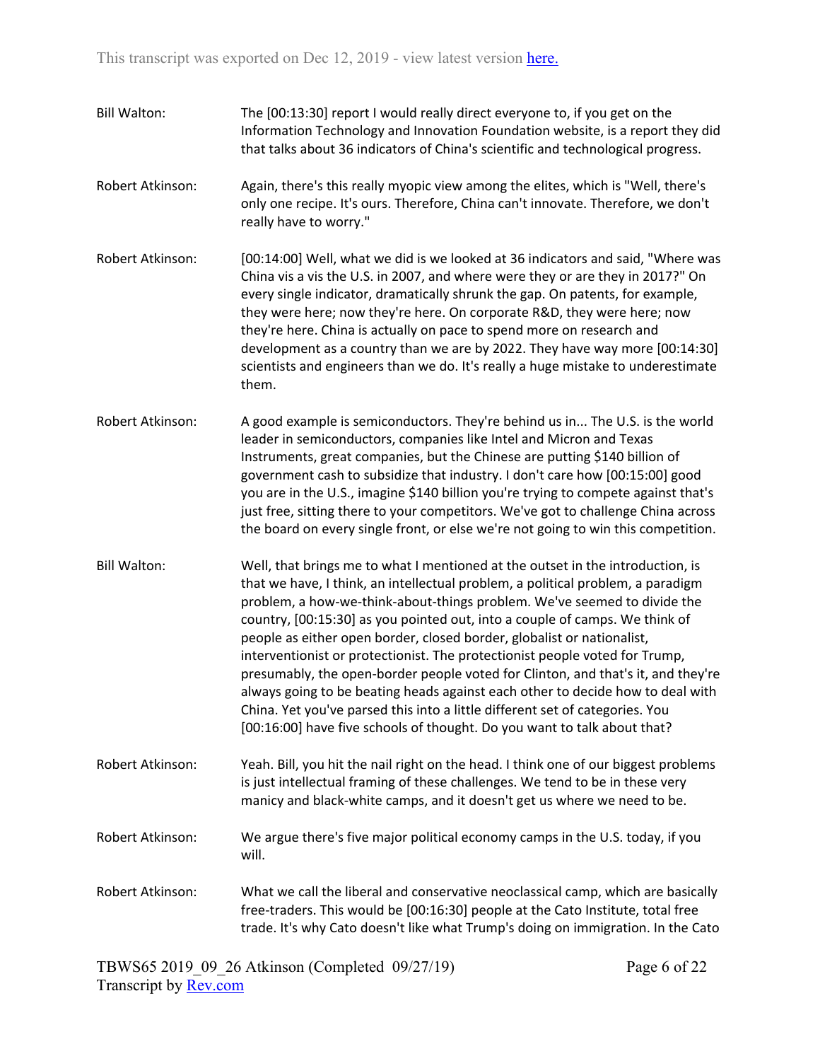Bill Walton: The [00:13:30] report I would really direct everyone to, if you get on the Information Technology and Innovation Foundation website, is a report they did that talks about 36 indicators of China's scientific and technological progress.

Robert Atkinson: Again, there's this really myopic view among the elites, which is "Well, there's only one recipe. It's ours. Therefore, China can't innovate. Therefore, we don't really have to worry."

Robert Atkinson: [00:14:00] Well, what we did is we looked at 36 indicators and said, "Where was China vis a vis the U.S. in 2007, and where were they or are they in 2017?" On every single indicator, dramatically shrunk the gap. On patents, for example, they were here; now they're here. On corporate R&D, they were here; now they're here. China is actually on pace to spend more on research and development as a country than we are by 2022. They have way more [00:14:30] scientists and engineers than we do. It's really a huge mistake to underestimate them.

Robert Atkinson: A good example is semiconductors. They're behind us in... The U.S. is the world leader in semiconductors, companies like Intel and Micron and Texas Instruments, great companies, but the Chinese are putting $140 billion of government cash to subsidize that industry. I don't care how [00:15:00] good you are in the U.S., imagine $140 billion you're trying to compete against that's just free, sitting there to your competitors. We've got to challenge China across the board on every single front, or else we're not going to win this competition.

Bill Walton: Well, that brings me to what I mentioned at the outset in the introduction, is that we have, I think, an intellectual problem, a political problem, a paradigm problem, a how-we-think-about-things problem. We've seemed to divide the country, [00:15:30] as you pointed out, into a couple of camps. We think of people as either open border, closed border, globalist or nationalist, interventionist or protectionist. The protectionist people voted for Trump, presumably, the open-border people voted for Clinton, and that's it, and they're always going to be beating heads against each other to decide how to deal with China. Yet you've parsed this into a little different set of categories. You [00:16:00] have five schools of thought. Do you want to talk about that?

Robert Atkinson: Yeah. Bill, you hit the nail right on the head. I think one of our biggest problems is just intellectual framing of these challenges. We tend to be in these very manicy and black-white camps, and it doesn't get us where we need to be.

Robert Atkinson: We argue there's five major political economy camps in the U.S. today, if you will.

Robert Atkinson: What we call the liberal and conservative neoclassical camp, which are basically free-traders. This would be [00:16:30] people at the Cato Institute, total free trade. It's why Cato doesn't like what Trump's doing on immigration. In the Cato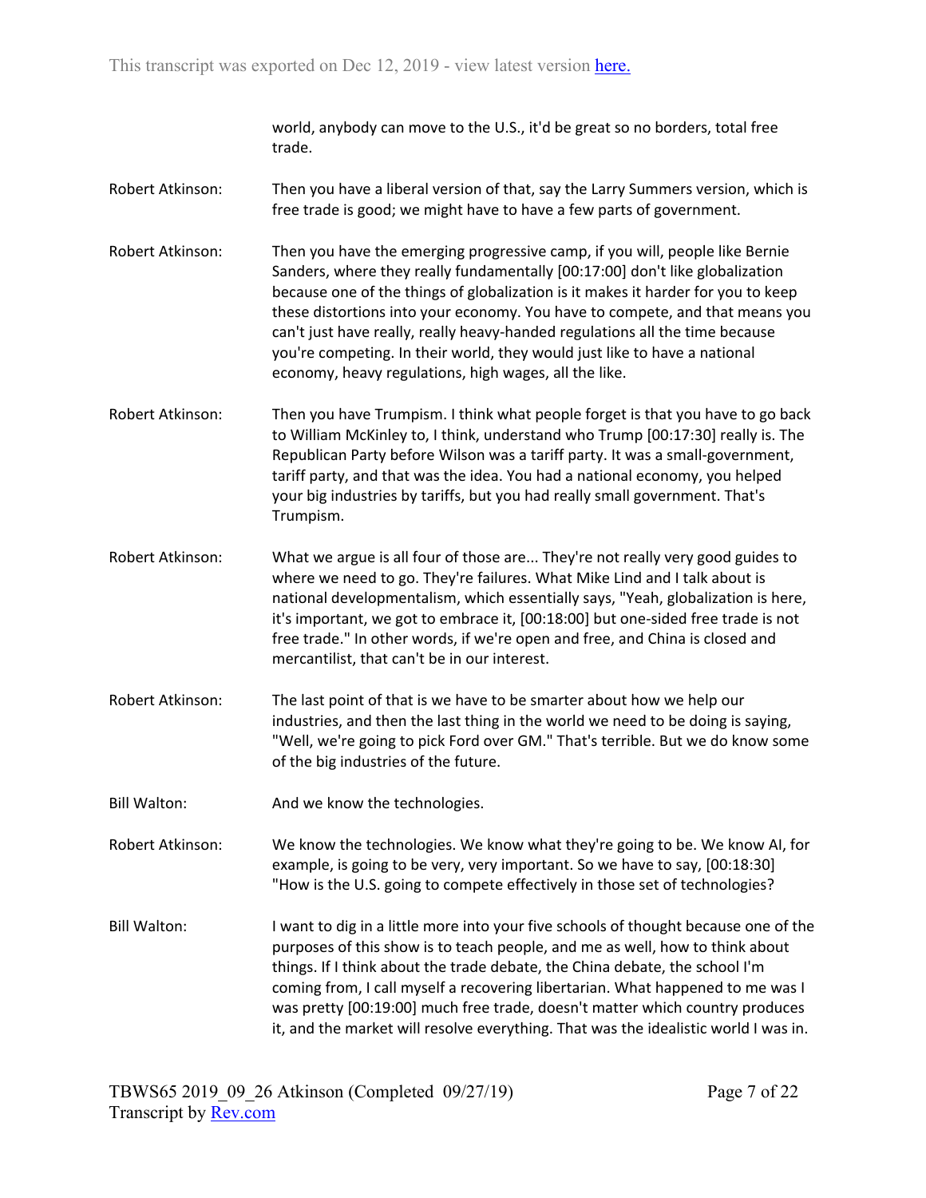world, anybody can move to the U.S., it'd be great so no borders, total free trade.

Robert Atkinson: Then you have a liberal version of that, say the Larry Summers version, which is free trade is good; we might have to have a few parts of government.

Robert Atkinson: Then you have the emerging progressive camp, if you will, people like Bernie Sanders, where they really fundamentally [00:17:00] don't like globalization because one of the things of globalization is it makes it harder for you to keep these distortions into your economy. You have to compete, and that means you can't just have really, really heavy-handed regulations all the time because you're competing. In their world, they would just like to have a national economy, heavy regulations, high wages, all the like.

Robert Atkinson: Then you have Trumpism. I think what people forget is that you have to go back to William McKinley to, I think, understand who Trump [00:17:30] really is. The Republican Party before Wilson was a tariff party. It was a small-government, tariff party, and that was the idea. You had a national economy, you helped your big industries by tariffs, but you had really small government. That's Trumpism.

Robert Atkinson: What we argue is all four of those are... They're not really very good guides to where we need to go. They're failures. What Mike Lind and I talk about is national developmentalism, which essentially says, "Yeah, globalization is here, it's important, we got to embrace it, [00:18:00] but one-sided free trade is not free trade." In other words, if we're open and free, and China is closed and mercantilist, that can't be in our interest.

Robert Atkinson: The last point of that is we have to be smarter about how we help our industries, and then the last thing in the world we need to be doing is saying, "Well, we're going to pick Ford over GM." That's terrible. But we do know some of the big industries of the future.

Bill Walton: And we know the technologies.

Robert Atkinson: We know the technologies. We know what they're going to be. We know AI, for example, is going to be very, very important. So we have to say, [00:18:30] "How is the U.S. going to compete effectively in those set of technologies?

Bill Walton: I want to dig in a little more into your five schools of thought because one of the purposes of this show is to teach people, and me as well, how to think about things. If I think about the trade debate, the China debate, the school I'm coming from, I call myself a recovering libertarian. What happened to me was I was pretty [00:19:00] much free trade, doesn't matter which country produces it, and the market will resolve everything. That was the idealistic world I was in.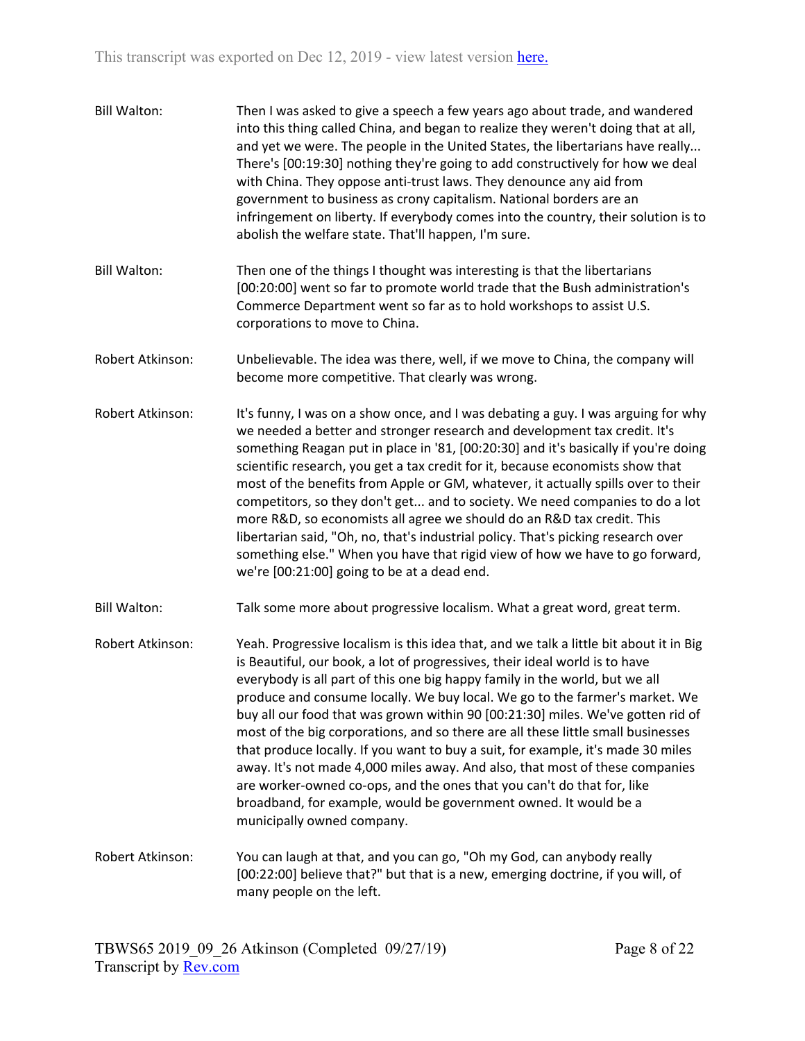Bill Walton: Then I was asked to give a speech a few years ago about trade, and wandered into this thing called China, and began to realize they weren't doing that at all, and yet we were. The people in the United States, the libertarians have really... There's [00:19:30] nothing they're going to add constructively for how we deal with China. They oppose anti-trust laws. They denounce any aid from government to business as crony capitalism. National borders are an infringement on liberty. If everybody comes into the country, their solution is to abolish the welfare state. That'll happen, I'm sure.

Bill Walton: Then one of the things I thought was interesting is that the libertarians [00:20:00] went so far to promote world trade that the Bush administration's Commerce Department went so far as to hold workshops to assist U.S. corporations to move to China.

Robert Atkinson: Unbelievable. The idea was there, well, if we move to China, the company will become more competitive. That clearly was wrong.

Robert Atkinson: It's funny, I was on a show once, and I was debating a guy. I was arguing for why we needed a better and stronger research and development tax credit. It's something Reagan put in place in '81, [00:20:30] and it's basically if you're doing scientific research, you get a tax credit for it, because economists show that most of the benefits from Apple or GM, whatever, it actually spills over to their competitors, so they don't get... and to society. We need companies to do a lot more R&D, so economists all agree we should do an R&D tax credit. This libertarian said, "Oh, no, that's industrial policy. That's picking research over something else." When you have that rigid view of how we have to go forward, we're [00:21:00] going to be at a dead end.

Bill Walton: Talk some more about progressive localism. What a great word, great term.

Robert Atkinson: Yeah. Progressive localism is this idea that, and we talk a little bit about it in Big is Beautiful, our book, a lot of progressives, their ideal world is to have everybody is all part of this one big happy family in the world, but we all produce and consume locally. We buy local. We go to the farmer's market. We buy all our food that was grown within 90 [00:21:30] miles. We've gotten rid of most of the big corporations, and so there are all these little small businesses that produce locally. If you want to buy a suit, for example, it's made 30 miles away. It's not made 4,000 miles away. And also, that most of these companies are worker-owned co-ops, and the ones that you can't do that for, like broadband, for example, would be government owned. It would be a municipally owned company.

Robert Atkinson: You can laugh at that, and you can go, "Oh my God, can anybody really [00:22:00] believe that?" but that is a new, emerging doctrine, if you will, of many people on the left.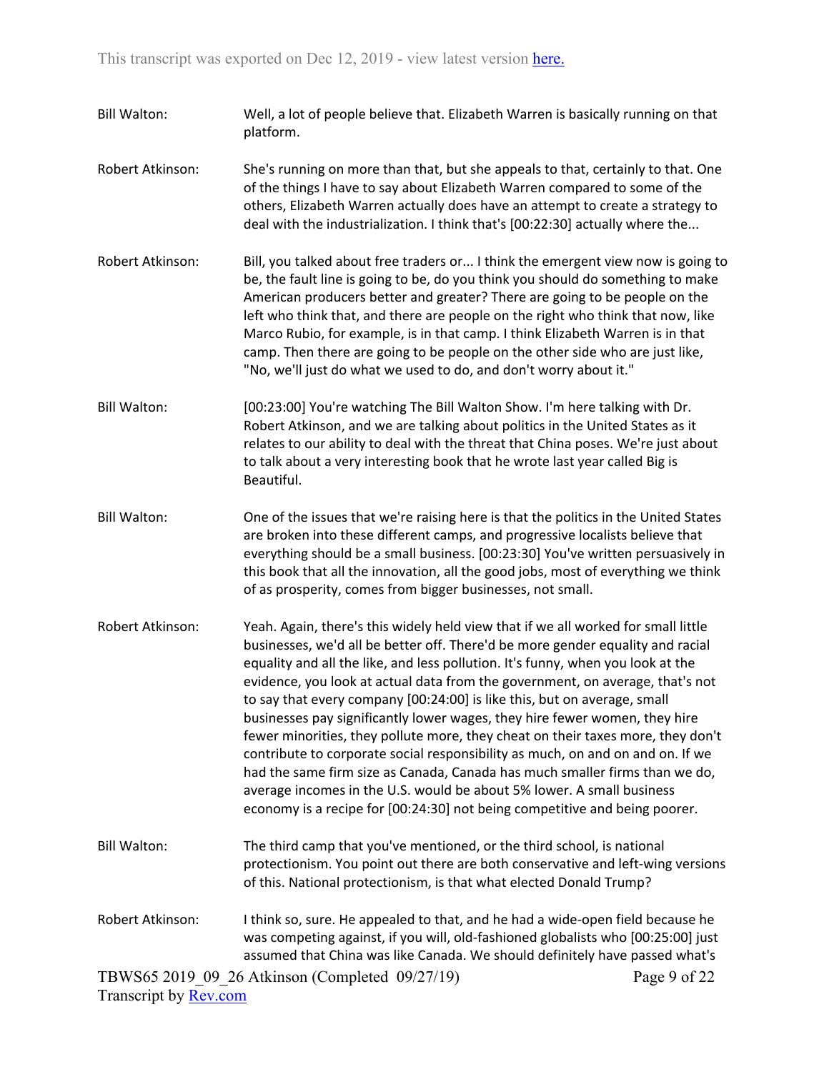Bill Walton: Well, a lot of people believe that. Elizabeth Warren is basically running on that platform.

Robert Atkinson: She's running on more than that, but she appeals to that, certainly to that. One of the things I have to say about Elizabeth Warren compared to some of the others, Elizabeth Warren actually does have an attempt to create a strategy to deal with the industrialization. I think that's [00:22:30] actually where the...

Robert Atkinson: Bill, you talked about free traders or... I think the emergent view now is going to be, the fault line is going to be, do you think you should do something to make American producers better and greater? There are going to be people on the left who think that, and there are people on the right who think that now, like Marco Rubio, for example, is in that camp. I think Elizabeth Warren is in that camp. Then there are going to be people on the other side who are just like, "No, we'll just do what we used to do, and don't worry about it."

Bill Walton: [00:23:00] You're watching The Bill Walton Show. I'm here talking with Dr. Robert Atkinson, and we are talking about politics in the United States as it relates to our ability to deal with the threat that China poses. We're just about to talk about a very interesting book that he wrote last year called Big is Beautiful.

Bill Walton: One of the issues that we're raising here is that the politics in the United States are broken into these different camps, and progressive localists believe that everything should be a small business. [00:23:30] You've written persuasively in this book that all the innovation, all the good jobs, most of everything we think of as prosperity, comes from bigger businesses, not small.

Robert Atkinson: Yeah. Again, there's this widely held view that if we all worked for small little businesses, we'd all be better off. There'd be more gender equality and racial equality and all the like, and less pollution. It's funny, when you look at the evidence, you look at actual data from the government, on average, that's not to say that every company [00:24:00] is like this, but on average, small businesses pay significantly lower wages, they hire fewer women, they hire fewer minorities, they pollute more, they cheat on their taxes more, they don't contribute to corporate social responsibility as much, on and on and on. If we had the same firm size as Canada, Canada has much smaller firms than we do, average incomes in the U.S. would be about 5% lower. A small business economy is a recipe for [00:24:30] not being competitive and being poorer.

Bill Walton: The third camp that you've mentioned, or the third school, is national protectionism. You point out there are both conservative and left-wing versions of this. National protectionism, is that what elected Donald Trump?

Robert Atkinson: I think so, sure. He appealed to that, and he had a wide-open field because he was competing against, if you will, old-fashioned globalists who [00:25:00] just assumed that China was like Canada. We should definitely have passed what's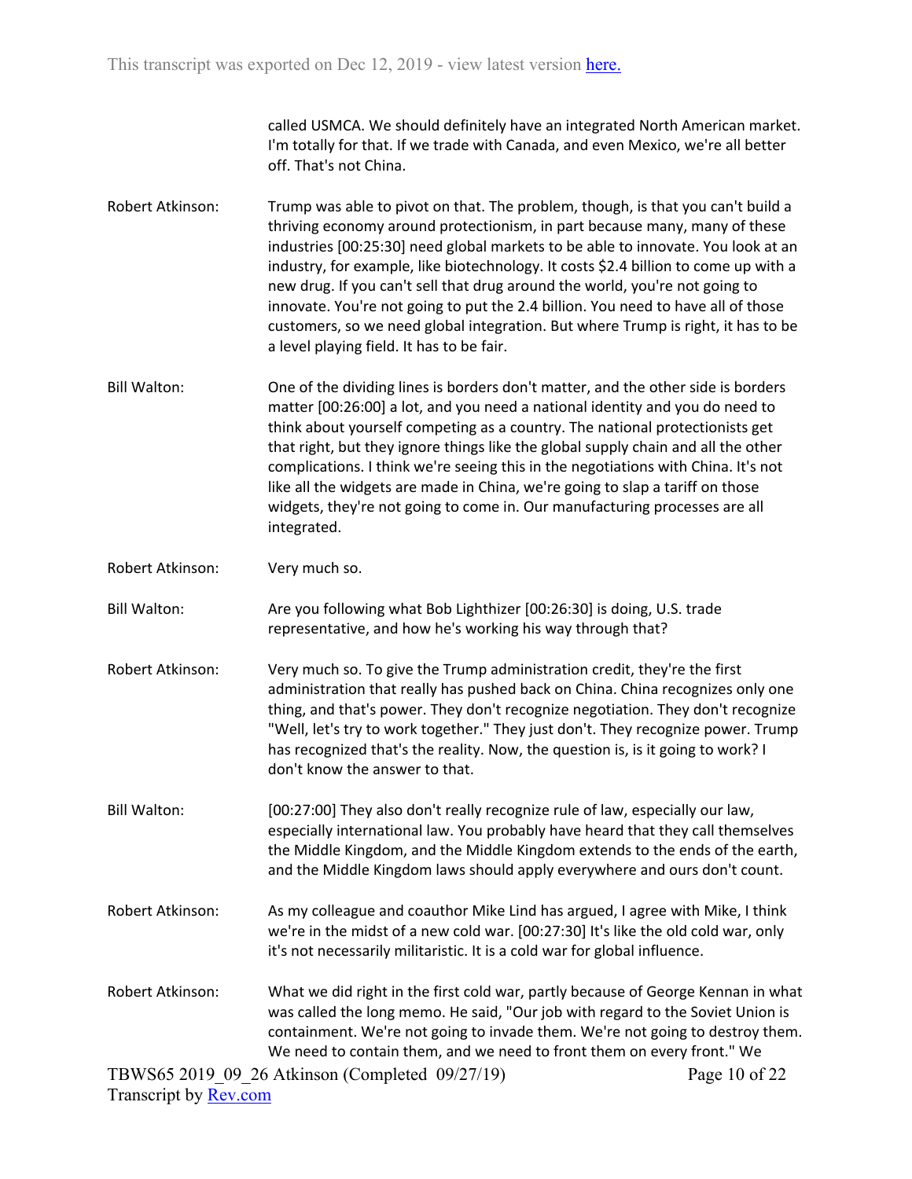called USMCA. We should definitely have an integrated North American market. I'm totally for that. If we trade with Canada, and even Mexico, we're all better off. That's not China.

**Robert Atkinson:** Trump was able to pivot on that. The problem, though, is that you can't build a thriving economy around protectionism, in part because many, many of these industries [00:25:30] need global markets to be able to innovate. You look at an industry, for example, like biotechnology. It costs $2.4 billion to come up with a new drug. If you can't sell that drug around the world, you're not going to innovate. You're not going to put the 2.4 billion. You need to have all of those customers, so we need global integration. But where Trump is right, it has to be a level playing field. It has to be fair.

**Bill Walton:** One of the dividing lines is borders don't matter, and the other side is borders matter [00:26:00] a lot, and you need a national identity and you do need to think about yourself competing as a country. The national protectionists get that right, but they ignore things like the global supply chain and all the other complications. I think we're seeing this in the negotiations with China. It's not like all the widgets are made in China, we're going to slap a tariff on those widgets, they're not going to come in. Our manufacturing processes are all integrated.

**Robert Atkinson:** Very much so.

**Bill Walton:** Are you following what Bob Lighthizer [00:26:30] is doing, U.S. trade representative, and how he's working his way through that?

**Robert Atkinson:** Very much so. To give the Trump administration credit, they're the first administration that really has pushed back on China. China recognizes only one thing, and that's power. They don't recognize negotiation. They don't recognize "Well, let's try to work together." They just don't. They recognize power. Trump has recognized that's the reality. Now, the question is, is it going to work? I don't know the answer to that.

**Bill Walton:** [00:27:00] They also don't really recognize rule of law, especially our law, especially international law. You probably have heard that they call themselves the Middle Kingdom, and the Middle Kingdom extends to the ends of the earth, and the Middle Kingdom laws should apply everywhere and ours don't count.

**Robert Atkinson:** As my colleague and coauthor Mike Lind has argued, I agree with Mike, I think we're in the midst of a new cold war. [00:27:30] It's like the old cold war, only it's not necessarily militaristic. It is a cold war for global influence.

**Robert Atkinson:** What we did right in the first cold war, partly because of George Kennan in what was called the long memo. He said, "Our job with regard to the Soviet Union is containment. We're not going to invade them. We're not going to destroy them. We need to contain them, and we need to front them on every front." We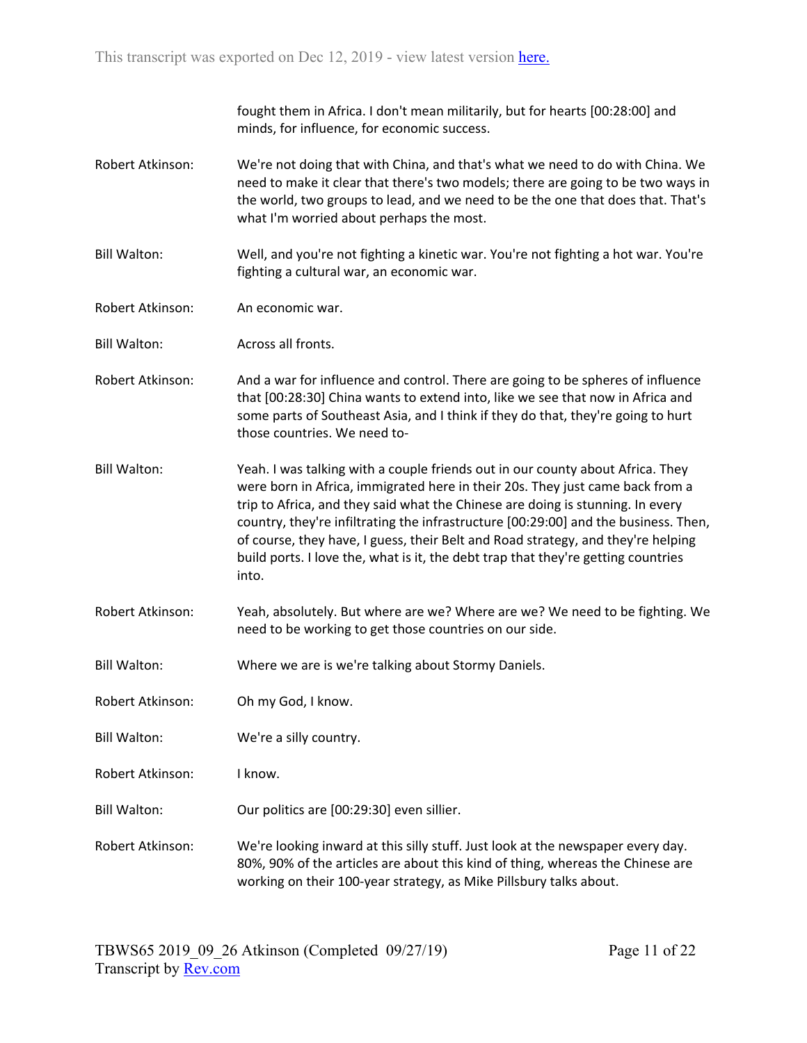fought them in Africa. I don't mean militarily, but for hearts [00:28:00] and minds, for influence, for economic success.

**Robert Atkinson:** We're not doing that with China, and that's what we need to do with China. We need to make it clear that there's two models; there are going to be two ways in the world, two groups to lead, and we need to be the one that does that. That's what I'm worried about perhaps the most.

**Bill Walton:** Well, and you're not fighting a kinetic war. You're not fighting a hot war. You're fighting a cultural war, an economic war.

**Robert Atkinson:** An economic war.

**Bill Walton:** Across all fronts.

**Robert Atkinson:** And a war for influence and control. There are going to be spheres of influence that [00:28:30] China wants to extend into, like we see that now in Africa and some parts of Southeast Asia, and I think if they do that, they're going to hurt those countries. We need to-

**Bill Walton:** Yeah. I was talking with a couple friends out in our county about Africa. They were born in Africa, immigrated here in their 20s. They just came back from a trip to Africa, and they said what the Chinese are doing is stunning. In every country, they're infiltrating the infrastructure [00:29:00] and the business. Then, of course, they have, I guess, their Belt and Road strategy, and they're helping build ports. I love the, what is it, the debt trap that they're getting countries into.

**Robert Atkinson:** Yeah, absolutely. But where are we? Where are we? We need to be fighting. We need to be working to get those countries on our side.

**Bill Walton:** Where we are is we're talking about Stormy Daniels.

**Robert Atkinson:** Oh my God, I know.

**Bill Walton:** We're a silly country.

**Robert Atkinson:** I know.

**Bill Walton:** Our politics are [00:29:30] even sillier.

**Robert Atkinson:** We're looking inward at this silly stuff. Just look at the newspaper every day. 80%, 90% of the articles are about this kind of thing, whereas the Chinese are working on their 100-year strategy, as Mike Pillsbury talks about.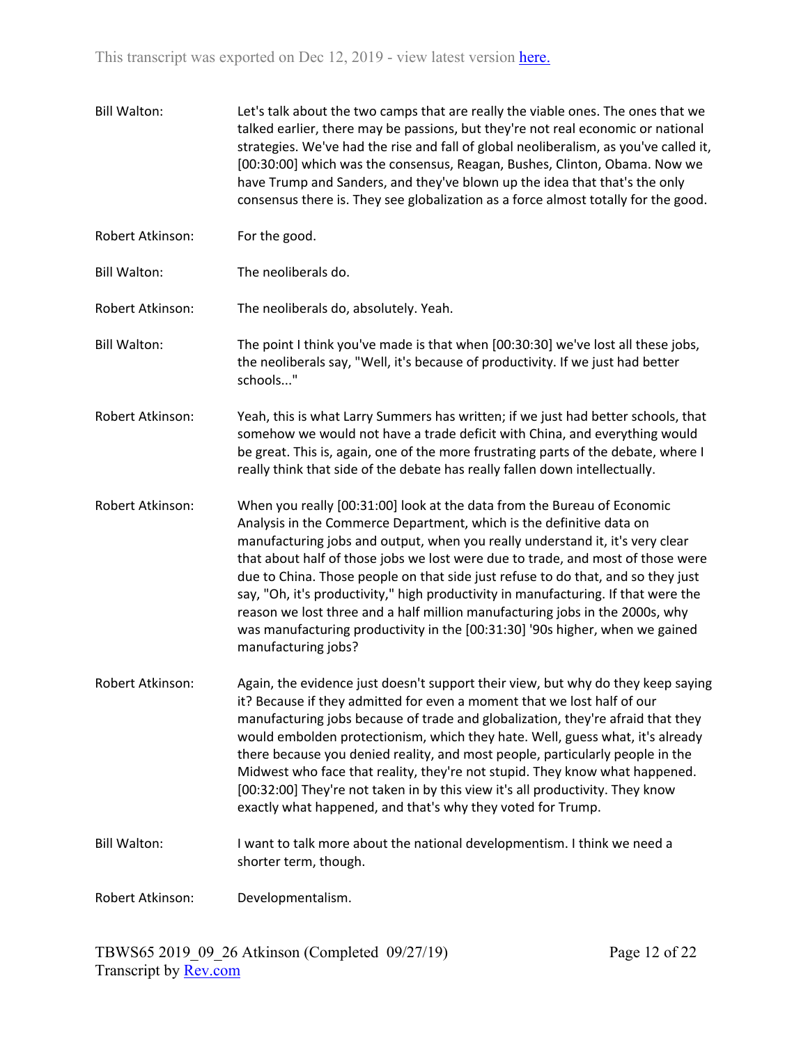Bill Walton: Let's talk about the two camps that are really the viable ones. The ones that we talked earlier, there may be passions, but they're not real economic or national strategies. We've had the rise and fall of global neoliberalism, as you've called it, [00:30:00] which was the consensus, Reagan, Bushes, Clinton, Obama. Now we have Trump and Sanders, and they've blown up the idea that that's the only consensus there is. They see globalization as a force almost totally for the good.

Robert Atkinson: For the good.

Bill Walton: The neoliberals do.

Robert Atkinson: The neoliberals do, absolutely. Yeah.

Bill Walton: The point I think you've made is that when [00:30:30] we've lost all these jobs, the neoliberals say, "Well, it's because of productivity. If we just had better schools..."

Robert Atkinson: Yeah, this is what Larry Summers has written; if we just had better schools, that somehow we would not have a trade deficit with China, and everything would be great. This is, again, one of the more frustrating parts of the debate, where I really think that side of the debate has really fallen down intellectually.

Robert Atkinson: When you really [00:31:00] look at the data from the Bureau of Economic Analysis in the Commerce Department, which is the definitive data on manufacturing jobs and output, when you really understand it, it's very clear that about half of those jobs we lost were due to trade, and most of those were due to China. Those people on that side just refuse to do that, and so they just say, "Oh, it's productivity," high productivity in manufacturing. If that were the reason we lost three and a half million manufacturing jobs in the 2000s, why was manufacturing productivity in the [00:31:30] '90s higher, when we gained manufacturing jobs?

Robert Atkinson: Again, the evidence just doesn't support their view, but why do they keep saying it? Because if they admitted for even a moment that we lost half of our manufacturing jobs because of trade and globalization, they're afraid that they would embolden protectionism, which they hate. Well, guess what, it's already there because you denied reality, and most people, particularly people in the Midwest who face that reality, they're not stupid. They know what happened. [00:32:00] They're not taken in by this view it's all productivity. They know exactly what happened, and that's why they voted for Trump.

Bill Walton: I want to talk more about the national developmentism. I think we need a shorter term, though.

Robert Atkinson: Developmentalism.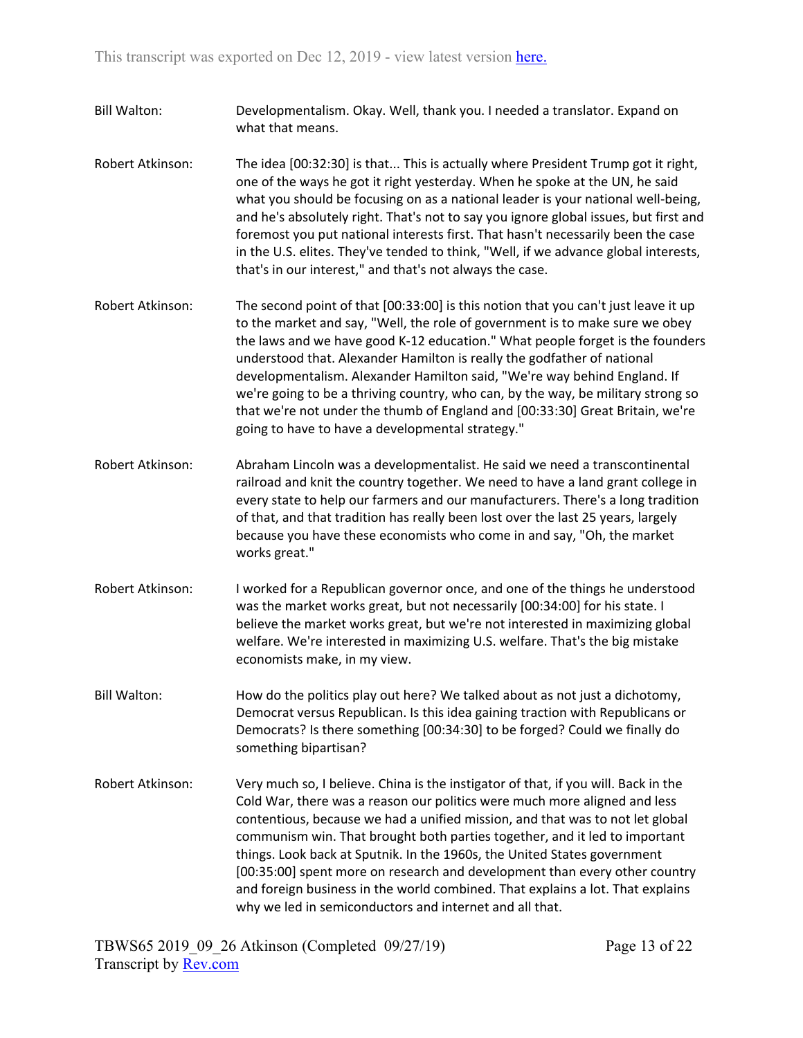**Bill Walton:** Developmentalism. Okay. Well, thank you. I needed a translator. Expand on what that means.

**Robert Atkinson:** The idea [00:32:30] is that... This is actually where President Trump got it right, one of the ways he got it right yesterday. When he spoke at the UN, he said what you should be focusing on as a national leader is your national well-being, and he's absolutely right. That's not to say you ignore global issues, but first and foremost you put national interests first. That hasn't necessarily been the case in the U.S. elites. They've tended to think, "Well, if we advance global interests, that's in our interest," and that's not always the case.

**Robert Atkinson:** The second point of that [00:33:00] is this notion that you can't just leave it up to the market and say, "Well, the role of government is to make sure we obey the laws and we have good K-12 education." What people forget is the founders understood that. Alexander Hamilton is really the godfather of national developmentalism. Alexander Hamilton said, "We're way behind England. If we're going to be a thriving country, who can, by the way, be military strong so that we're not under the thumb of England and [00:33:30] Great Britain, we're going to have to have a developmental strategy."

**Robert Atkinson:** Abraham Lincoln was a developmentalist. He said we need a transcontinental railroad and knit the country together. We need to have a land grant college in every state to help our farmers and our manufacturers. There's a long tradition of that, and that tradition has really been lost over the last 25 years, largely because you have these economists who come in and say, "Oh, the market works great."

**Robert Atkinson:** I worked for a Republican governor once, and one of the things he understood was the market works great, but not necessarily [00:34:00] for his state. I believe the market works great, but we're not interested in maximizing global welfare. We're interested in maximizing U.S. welfare. That's the big mistake economists make, in my view.

**Bill Walton:** How do the politics play out here? We talked about as not just a dichotomy, Democrat versus Republican. Is this idea gaining traction with Republicans or Democrats? Is there something [00:34:30] to be forged? Could we finally do something bipartisan?

**Robert Atkinson:** Very much so, I believe. China is the instigator of that, if you will. Back in the Cold War, there was a reason our politics were much more aligned and less contentious, because we had a unified mission, and that was to not let global communism win. That brought both parties together, and it led to important things. Look back at Sputnik. In the 1960s, the United States government [00:35:00] spent more on research and development than every other country and foreign business in the world combined. That explains a lot. That explains why we led in semiconductors and internet and all that.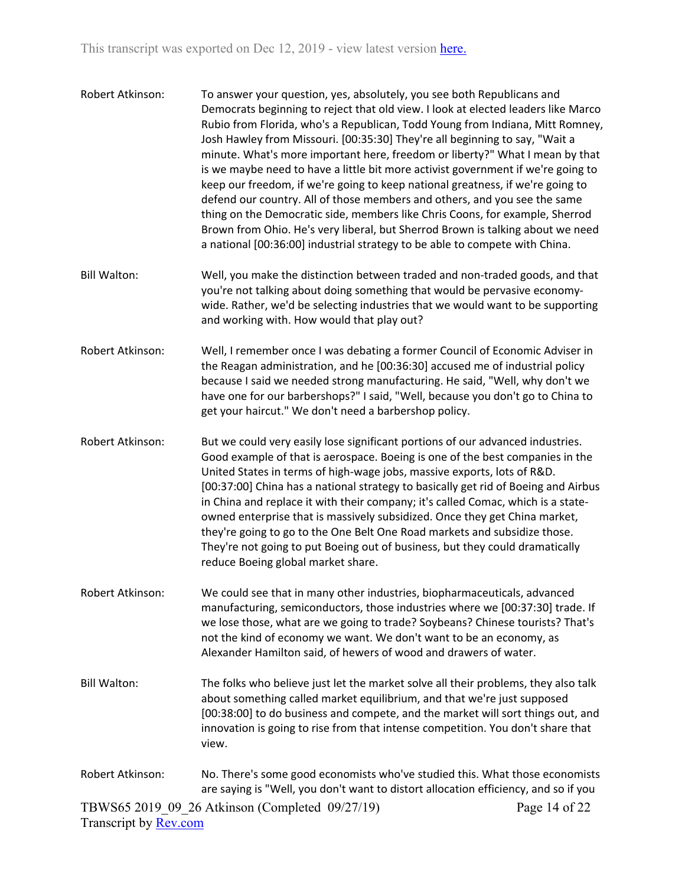Robert Atkinson: To answer your question, yes, absolutely, you see both Republicans and Democrats beginning to reject that old view. I look at elected leaders like Marco Rubio from Florida, who's a Republican, Todd Young from Indiana, Mitt Romney, Josh Hawley from Missouri. [00:35:30] They're all beginning to say, "Wait a minute. What's more important here, freedom or liberty?" What I mean by that is we maybe need to have a little bit more activist government if we're going to keep our freedom, if we're going to keep national greatness, if we're going to defend our country. All of those members and others, and you see the same thing on the Democratic side, members like Chris Coons, for example, Sherrod Brown from Ohio. He's very liberal, but Sherrod Brown is talking about we need a national [00:36:00] industrial strategy to be able to compete with China.

Bill Walton: Well, you make the distinction between traded and non-traded goods, and that you're not talking about doing something that would be pervasive economy-wide. Rather, we'd be selecting industries that we would want to be supporting and working with. How would that play out?

Robert Atkinson: Well, I remember once I was debating a former Council of Economic Adviser in the Reagan administration, and he [00:36:30] accused me of industrial policy because I said we needed strong manufacturing. He said, "Well, why don't we have one for our barbershops?" I said, "Well, because you don't go to China to get your haircut." We don't need a barbershop policy.

Robert Atkinson: But we could very easily lose significant portions of our advanced industries. Good example of that is aerospace. Boeing is one of the best companies in the United States in terms of high-wage jobs, massive exports, lots of R&D. [00:37:00] China has a national strategy to basically get rid of Boeing and Airbus in China and replace it with their company; it's called Comac, which is a state-owned enterprise that is massively subsidized. Once they get China market, they're going to go to the One Belt One Road markets and subsidize those. They're not going to put Boeing out of business, but they could dramatically reduce Boeing global market share.

Robert Atkinson: We could see that in many other industries, biopharmaceuticals, advanced manufacturing, semiconductors, those industries where we [00:37:30] trade. If we lose those, what are we going to trade? Soybeans? Chinese tourists? That's not the kind of economy we want. We don't want to be an economy, as Alexander Hamilton said, of hewers of wood and drawers of water.

Bill Walton: The folks who believe just let the market solve all their problems, they also talk about something called market equilibrium, and that we're just supposed [00:38:00] to do business and compete, and the market will sort things out, and innovation is going to rise from that intense competition. You don't share that view.

Robert Atkinson: No. There's some good economists who've studied this. What those economists are saying is "Well, you don't want to distort allocation efficiency, and so if you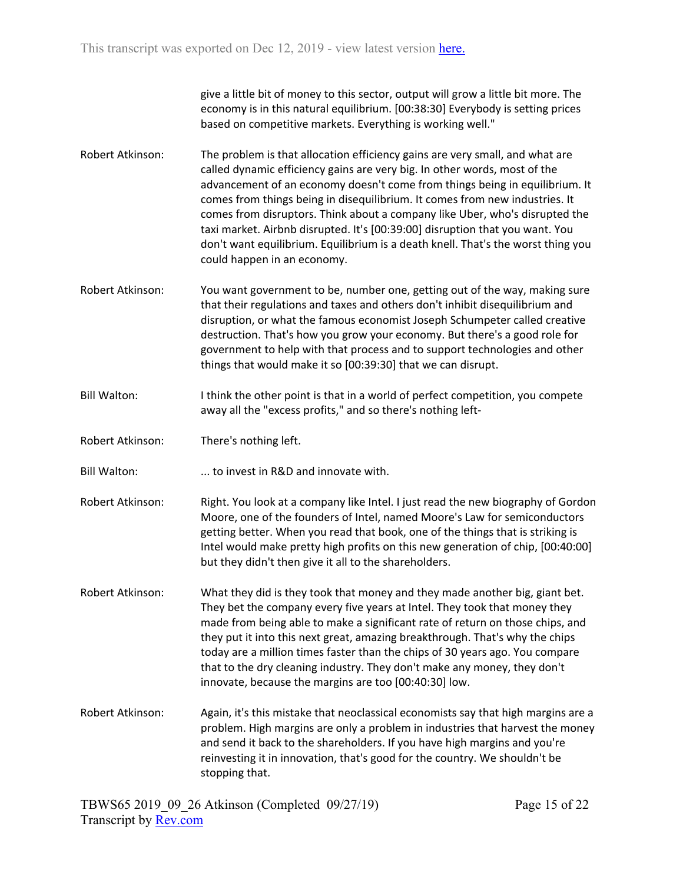give a little bit of money to this sector, output will grow a little bit more. The economy is in this natural equilibrium. [00:38:30] Everybody is setting prices based on competitive markets. Everything is working well."

Robert Atkinson: The problem is that allocation efficiency gains are very small, and what are called dynamic efficiency gains are very big. In other words, most of the advancement of an economy doesn't come from things being in equilibrium. It comes from things being in disequilibrium. It comes from new industries. It comes from disruptors. Think about a company like Uber, who's disrupted the taxi market. Airbnb disrupted. It's [00:39:00] disruption that you want. You don't want equilibrium. Equilibrium is a death knell. That's the worst thing you could happen in an economy.

Robert Atkinson: You want government to be, number one, getting out of the way, making sure that their regulations and taxes and others don't inhibit disequilibrium and disruption, or what the famous economist Joseph Schumpeter called creative destruction. That's how you grow your economy. But there's a good role for government to help with that process and to support technologies and other things that would make it so [00:39:30] that we can disrupt.

Bill Walton: I think the other point is that in a world of perfect competition, you compete away all the "excess profits," and so there's nothing left-

Robert Atkinson: There's nothing left.

Bill Walton: ... to invest in R&D and innovate with.

Robert Atkinson: Right. You look at a company like Intel. I just read the new biography of Gordon Moore, one of the founders of Intel, named Moore's Law for semiconductors getting better. When you read that book, one of the things that is striking is Intel would make pretty high profits on this new generation of chip, [00:40:00] but they didn't then give it all to the shareholders.

Robert Atkinson: What they did is they took that money and they made another big, giant bet. They bet the company every five years at Intel. They took that money they made from being able to make a significant rate of return on those chips, and they put it into this next great, amazing breakthrough. That's why the chips today are a million times faster than the chips of 30 years ago. You compare that to the dry cleaning industry. They don't make any money, they don't innovate, because the margins are too [00:40:30] low.

Robert Atkinson: Again, it's this mistake that neoclassical economists say that high margins are a problem. High margins are only a problem in industries that harvest the money and send it back to the shareholders. If you have high margins and you're reinvesting it in innovation, that's good for the country. We shouldn't be stopping that.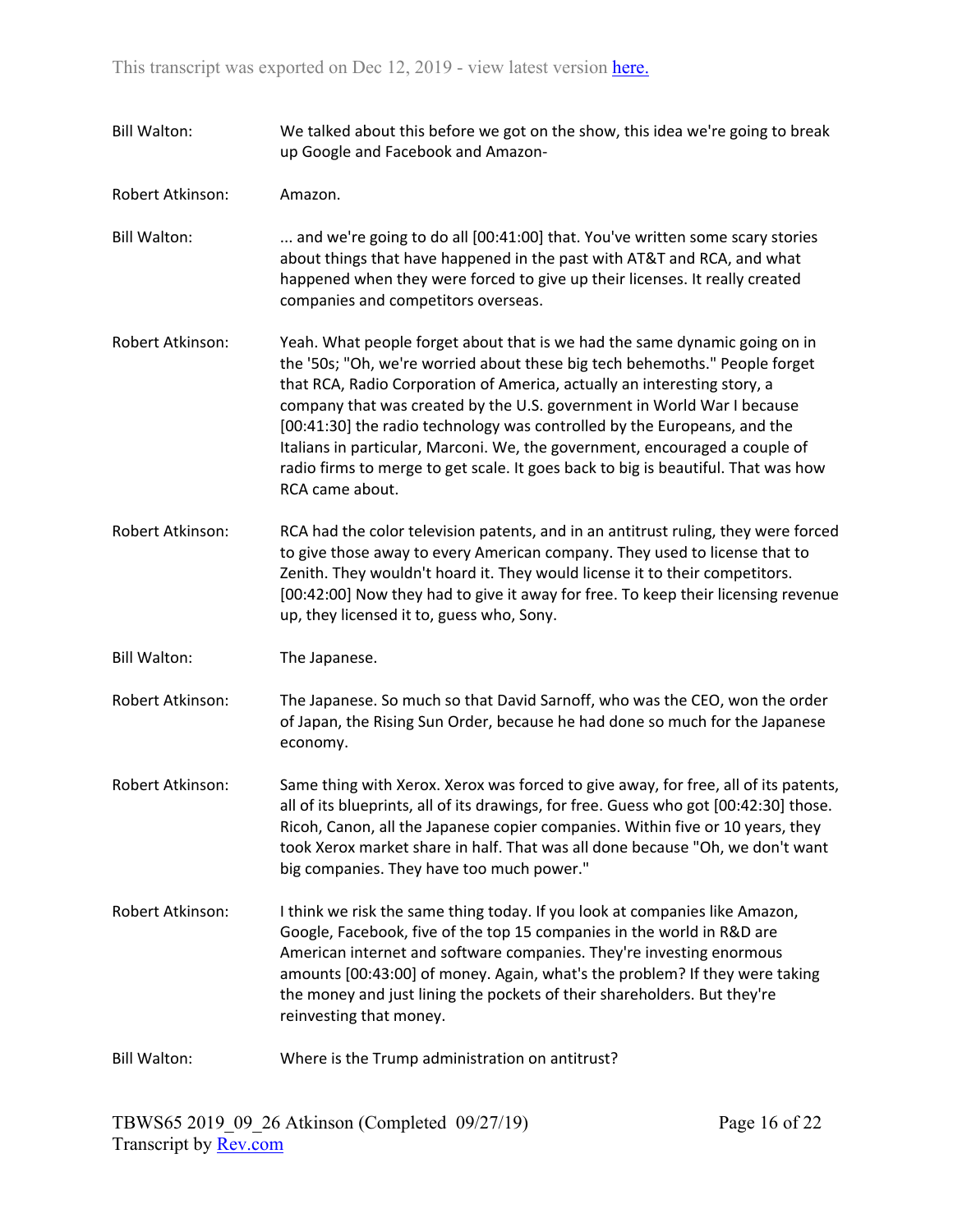**Bill Walton:** We talked about this before we got on the show, this idea we're going to break up Google and Facebook and Amazon-

**Robert Atkinson:** Amazon.

**Bill Walton:** ... and we're going to do all [00:41:00] that. You've written some scary stories about things that have happened in the past with AT&T and RCA, and what happened when they were forced to give up their licenses. It really created companies and competitors overseas.

**Robert Atkinson:** Yeah. What people forget about that is we had the same dynamic going on in the '50s; "Oh, we're worried about these big tech behemoths." People forget that RCA, Radio Corporation of America, actually an interesting story, a company that was created by the U.S. government in World War I because [00:41:30] the radio technology was controlled by the Europeans, and the Italians in particular, Marconi. We, the government, encouraged a couple of radio firms to merge to get scale. It goes back to big is beautiful. That was how RCA came about.

**Robert Atkinson:** RCA had the color television patents, and in an antitrust ruling, they were forced to give those away to every American company. They used to license that to Zenith. They wouldn't hoard it. They would license it to their competitors. [00:42:00] Now they had to give it away for free. To keep their licensing revenue up, they licensed it to, guess who, Sony.

**Bill Walton:** The Japanese.

**Robert Atkinson:** The Japanese. So much so that David Sarnoff, who was the CEO, won the order of Japan, the Rising Sun Order, because he had done so much for the Japanese economy.

**Robert Atkinson:** Same thing with Xerox. Xerox was forced to give away, for free, all of its patents, all of its blueprints, all of its drawings, for free. Guess who got [00:42:30] those. Ricoh, Canon, all the Japanese copier companies. Within five or 10 years, they took Xerox market share in half. That was all done because "Oh, we don't want big companies. They have too much power."

**Robert Atkinson:** I think we risk the same thing today. If you look at companies like Amazon, Google, Facebook, five of the top 15 companies in the world in R&D are American internet and software companies. They're investing enormous amounts [00:43:00] of money. Again, what's the problem? If they were taking the money and just lining the pockets of their shareholders. But they're reinvesting that money.

**Bill Walton:** Where is the Trump administration on antitrust?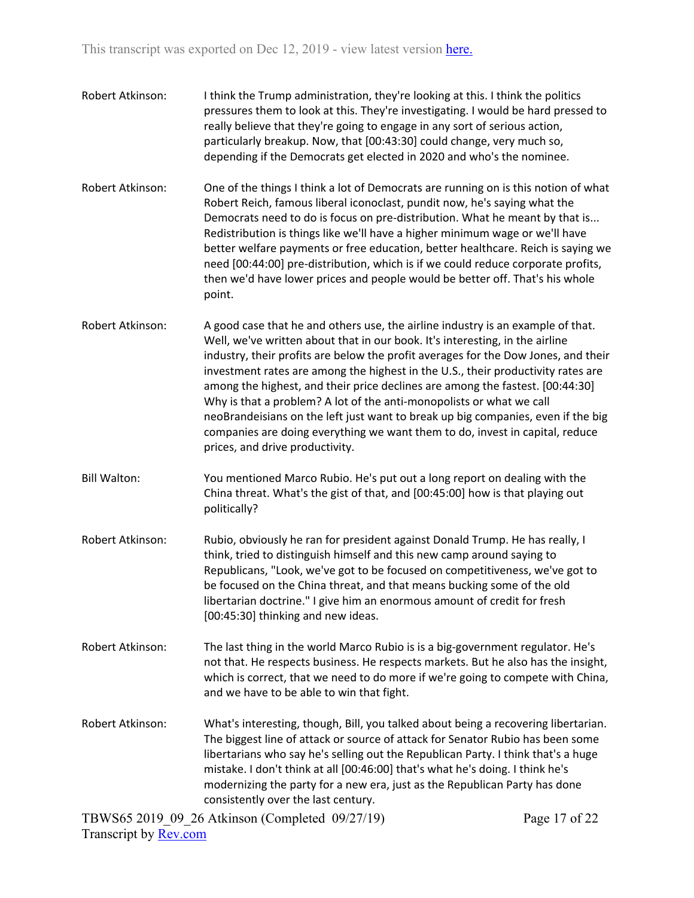Robert Atkinson: I think the Trump administration, they're looking at this. I think the politics pressures them to look at this. They're investigating. I would be hard pressed to really believe that they're going to engage in any sort of serious action, particularly breakup. Now, that [00:43:30] could change, very much so, depending if the Democrats get elected in 2020 and who's the nominee.

Robert Atkinson: One of the things I think a lot of Democrats are running on is this notion of what Robert Reich, famous liberal iconoclast, pundit now, he's saying what the Democrats need to do is focus on pre-distribution. What he meant by that is... Redistribution is things like we'll have a higher minimum wage or we'll have better welfare payments or free education, better healthcare. Reich is saying we need [00:44:00] pre-distribution, which is if we could reduce corporate profits, then we'd have lower prices and people would be better off. That's his whole point.

Robert Atkinson: A good case that he and others use, the airline industry is an example of that. Well, we've written about that in our book. It's interesting, in the airline industry, their profits are below the profit averages for the Dow Jones, and their investment rates are among the highest in the U.S., their productivity rates are among the highest, and their price declines are among the fastest. [00:44:30] Why is that a problem? A lot of the anti-monopolists or what we call neoBrandeisians on the left just want to break up big companies, even if the big companies are doing everything we want them to do, invest in capital, reduce prices, and drive productivity.

Bill Walton: You mentioned Marco Rubio. He's put out a long report on dealing with the China threat. What's the gist of that, and [00:45:00] how is that playing out politically?

Robert Atkinson: Rubio, obviously he ran for president against Donald Trump. He has really, I think, tried to distinguish himself and this new camp around saying to Republicans, "Look, we've got to be focused on competitiveness, we've got to be focused on the China threat, and that means bucking some of the old libertarian doctrine." I give him an enormous amount of credit for fresh [00:45:30] thinking and new ideas.

Robert Atkinson: The last thing in the world Marco Rubio is is a big-government regulator. He's not that. He respects business. He respects markets. But he also has the insight, which is correct, that we need to do more if we're going to compete with China, and we have to be able to win that fight.

Robert Atkinson: What's interesting, though, Bill, you talked about being a recovering libertarian. The biggest line of attack or source of attack for Senator Rubio has been some libertarians who say he's selling out the Republican Party. I think that's a huge mistake. I don't think at all [00:46:00] that's what he's doing. I think he's modernizing the party for a new era, just as the Republican Party has done consistently over the last century.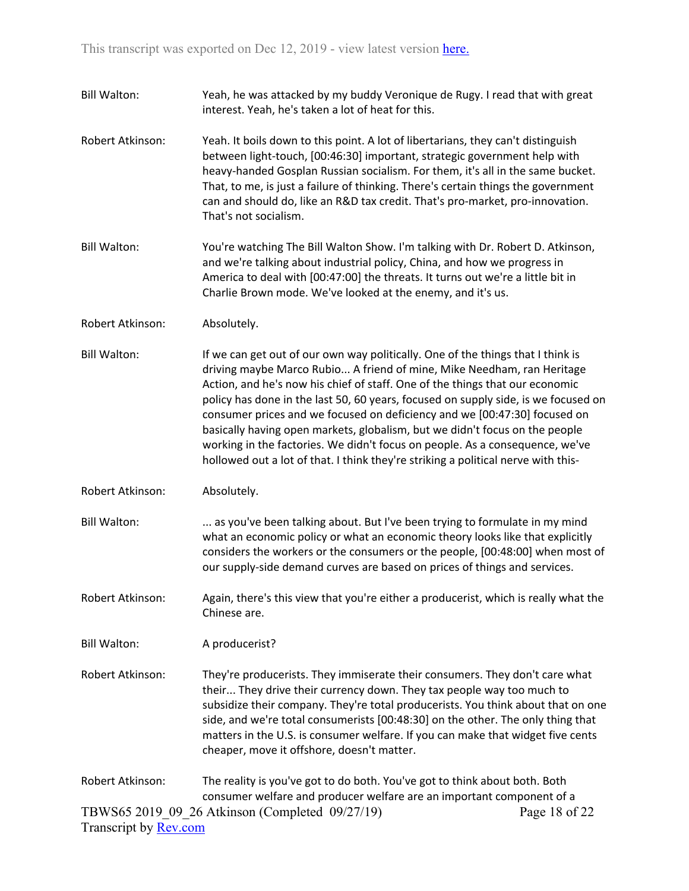Bill Walton: Yeah, he was attacked by my buddy Veronique de Rugy. I read that with great interest. Yeah, he's taken a lot of heat for this.

Robert Atkinson: Yeah. It boils down to this point. A lot of libertarians, they can't distinguish between light-touch, [00:46:30] important, strategic government help with heavy-handed Gosplan Russian socialism. For them, it's all in the same bucket. That, to me, is just a failure of thinking. There's certain things the government can and should do, like an R&D tax credit. That's pro-market, pro-innovation. That's not socialism.

Bill Walton: You're watching The Bill Walton Show. I'm talking with Dr. Robert D. Atkinson, and we're talking about industrial policy, China, and how we progress in America to deal with [00:47:00] the threats. It turns out we're a little bit in Charlie Brown mode. We've looked at the enemy, and it's us.

Robert Atkinson: Absolutely.

Bill Walton: If we can get out of our own way politically. One of the things that I think is driving maybe Marco Rubio... A friend of mine, Mike Needham, ran Heritage Action, and he's now his chief of staff. One of the things that our economic policy has done in the last 50, 60 years, focused on supply side, is we focused on consumer prices and we focused on deficiency and we [00:47:30] focused on basically having open markets, globalism, but we didn't focus on the people working in the factories. We didn't focus on people. As a consequence, we've hollowed out a lot of that. I think they're striking a political nerve with this-

Robert Atkinson: Absolutely.

Bill Walton: ... as you've been talking about. But I've been trying to formulate in my mind what an economic policy or what an economic theory looks like that explicitly considers the workers or the consumers or the people, [00:48:00] when most of our supply-side demand curves are based on prices of things and services.

Robert Atkinson: Again, there's this view that you're either a producerist, which is really what the Chinese are.

Bill Walton: A producerist?

Robert Atkinson: They're producerists. They immiserate their consumers. They don't care what their... They drive their currency down. They tax people way too much to subsidize their company. They're total producerists. You think about that on one side, and we're total consumerists [00:48:30] on the other. The only thing that matters in the U.S. is consumer welfare. If you can make that widget five cents cheaper, move it offshore, doesn't matter.

Robert Atkinson: The reality is you've got to do both. You've got to think about both. Both consumer welfare and producer welfare are an important component of a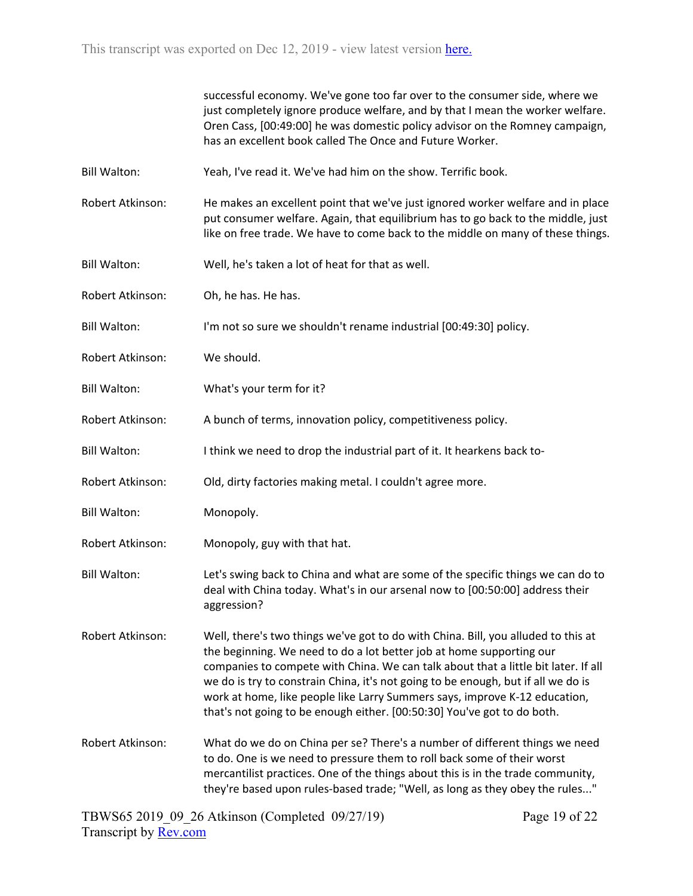successful economy. We've gone too far over to the consumer side, where we just completely ignore produce welfare, and by that I mean the worker welfare. Oren Cass, [00:49:00] he was domestic policy advisor on the Romney campaign, has an excellent book called The Once and Future Worker.

Bill Walton: Yeah, I've read it. We've had him on the show. Terrific book.

Robert Atkinson: He makes an excellent point that we've just ignored worker welfare and in place put consumer welfare. Again, that equilibrium has to go back to the middle, just like on free trade. We have to come back to the middle on many of these things.

Bill Walton: Well, he's taken a lot of heat for that as well.

Robert Atkinson: Oh, he has. He has.

Bill Walton: I'm not so sure we shouldn't rename industrial [00:49:30] policy.

Robert Atkinson: We should.

Bill Walton: What's your term for it?

Robert Atkinson: A bunch of terms, innovation policy, competitiveness policy.

Bill Walton: I think we need to drop the industrial part of it. It hearkens back to-

Robert Atkinson: Old, dirty factories making metal. I couldn't agree more.

Bill Walton: Monopoly.

Robert Atkinson: Monopoly, guy with that hat.

Bill Walton: Let's swing back to China and what are some of the specific things we can do to deal with China today. What's in our arsenal now to [00:50:00] address their aggression?

Robert Atkinson: Well, there's two things we've got to do with China. Bill, you alluded to this at the beginning. We need to do a lot better job at home supporting our companies to compete with China. We can talk about that a little bit later. If all we do is try to constrain China, it's not going to be enough, but if all we do is work at home, like people like Larry Summers says, improve K-12 education, that's not going to be enough either. [00:50:30] You've got to do both.

Robert Atkinson: What do we do on China per se? There's a number of different things we need to do. One is we need to pressure them to roll back some of their worst mercantilist practices. One of the things about this is in the trade community, they're based upon rules-based trade; "Well, as long as they obey the rules..."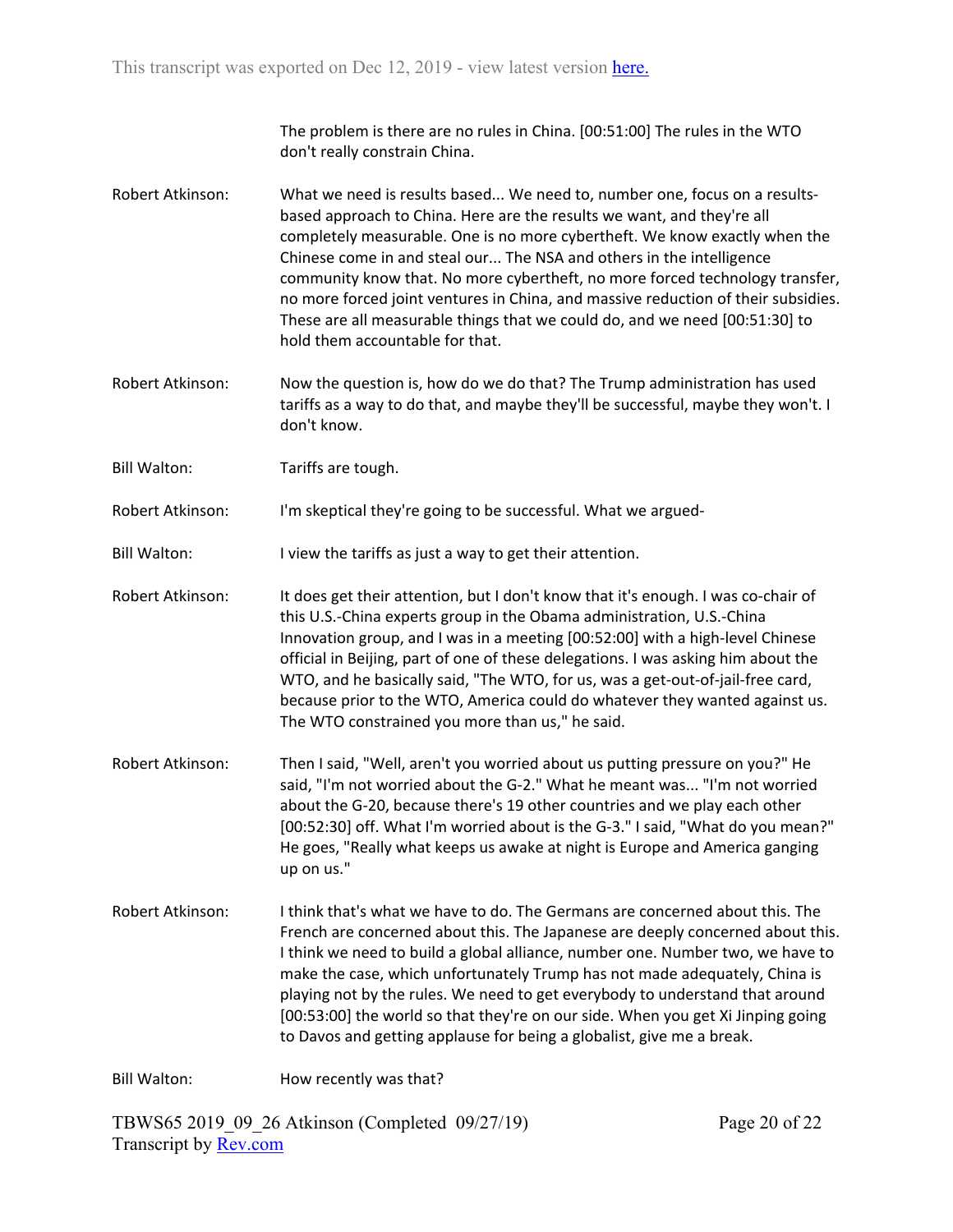The problem is there are no rules in China. [00:51:00] The rules in the WTO don't really constrain China.

Robert Atkinson: What we need is results based... We need to, number one, focus on a results-based approach to China. Here are the results we want, and they're all completely measurable. One is no more cybertheft. We know exactly when the Chinese come in and steal our... The NSA and others in the intelligence community know that. No more cybertheft, no more forced technology transfer, no more forced joint ventures in China, and massive reduction of their subsidies. These are all measurable things that we could do, and we need [00:51:30] to hold them accountable for that.

Robert Atkinson: Now the question is, how do we do that? The Trump administration has used tariffs as a way to do that, and maybe they'll be successful, maybe they won't. I don't know.

Bill Walton: Tariffs are tough.

Robert Atkinson: I'm skeptical they're going to be successful. What we argued-

Bill Walton: I view the tariffs as just a way to get their attention.

Robert Atkinson: It does get their attention, but I don't know that it's enough. I was co-chair of this U.S.-China experts group in the Obama administration, U.S.-China Innovation group, and I was in a meeting [00:52:00] with a high-level Chinese official in Beijing, part of one of these delegations. I was asking him about the WTO, and he basically said, "The WTO, for us, was a get-out-of-jail-free card, because prior to the WTO, America could do whatever they wanted against us. The WTO constrained you more than us," he said.

Robert Atkinson: Then I said, "Well, aren't you worried about us putting pressure on you?" He said, "I'm not worried about the G-2." What he meant was... "I'm not worried about the G-20, because there's 19 other countries and we play each other [00:52:30] off. What I'm worried about is the G-3." I said, "What do you mean?" He goes, "Really what keeps us awake at night is Europe and America ganging up on us."

Robert Atkinson: I think that's what we have to do. The Germans are concerned about this. The French are concerned about this. The Japanese are deeply concerned about this. I think we need to build a global alliance, number one. Number two, we have to make the case, which unfortunately Trump has not made adequately, China is playing not by the rules. We need to get everybody to understand that around [00:53:00] the world so that they're on our side. When you get Xi Jinping going to Davos and getting applause for being a globalist, give me a break.

Bill Walton: How recently was that?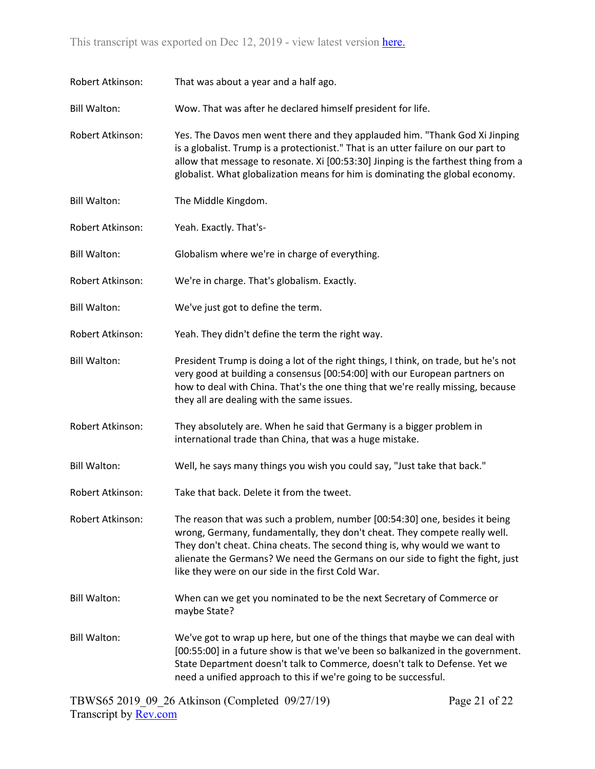Robert Atkinson: That was about a year and a half ago.

Bill Walton: Wow. That was after he declared himself president for life.

Robert Atkinson: Yes. The Davos men went there and they applauded him. "Thank God Xi Jinping is a globalist. Trump is a protectionist." That is an utter failure on our part to allow that message to resonate. Xi [00:53:30] Jinping is the farthest thing from a globalist. What globalization means for him is dominating the global economy.

Bill Walton: The Middle Kingdom.

Robert Atkinson: Yeah. Exactly. That's-

Bill Walton: Globalism where we're in charge of everything.

Robert Atkinson: We're in charge. That's globalism. Exactly.

Bill Walton: We've just got to define the term.

Robert Atkinson: Yeah. They didn't define the term the right way.

Bill Walton: President Trump is doing a lot of the right things, I think, on trade, but he's not very good at building a consensus [00:54:00] with our European partners on how to deal with China. That's the one thing that we're really missing, because they all are dealing with the same issues.

Robert Atkinson: They absolutely are. When he said that Germany is a bigger problem in international trade than China, that was a huge mistake.

Bill Walton: Well, he says many things you wish you could say, "Just take that back."

Robert Atkinson: Take that back. Delete it from the tweet.

Robert Atkinson: The reason that was such a problem, number [00:54:30] one, besides it being wrong, Germany, fundamentally, they don't cheat. They compete really well. They don't cheat. China cheats. The second thing is, why would we want to alienate the Germans? We need the Germans on our side to fight the fight, just like they were on our side in the first Cold War.

Bill Walton: When can we get you nominated to be the next Secretary of Commerce or maybe State?

Bill Walton: We've got to wrap up here, but one of the things that maybe we can deal with [00:55:00] in a future show is that we've been so balkanized in the government. State Department doesn't talk to Commerce, doesn't talk to Defense. Yet we need a unified approach to this if we're going to be successful.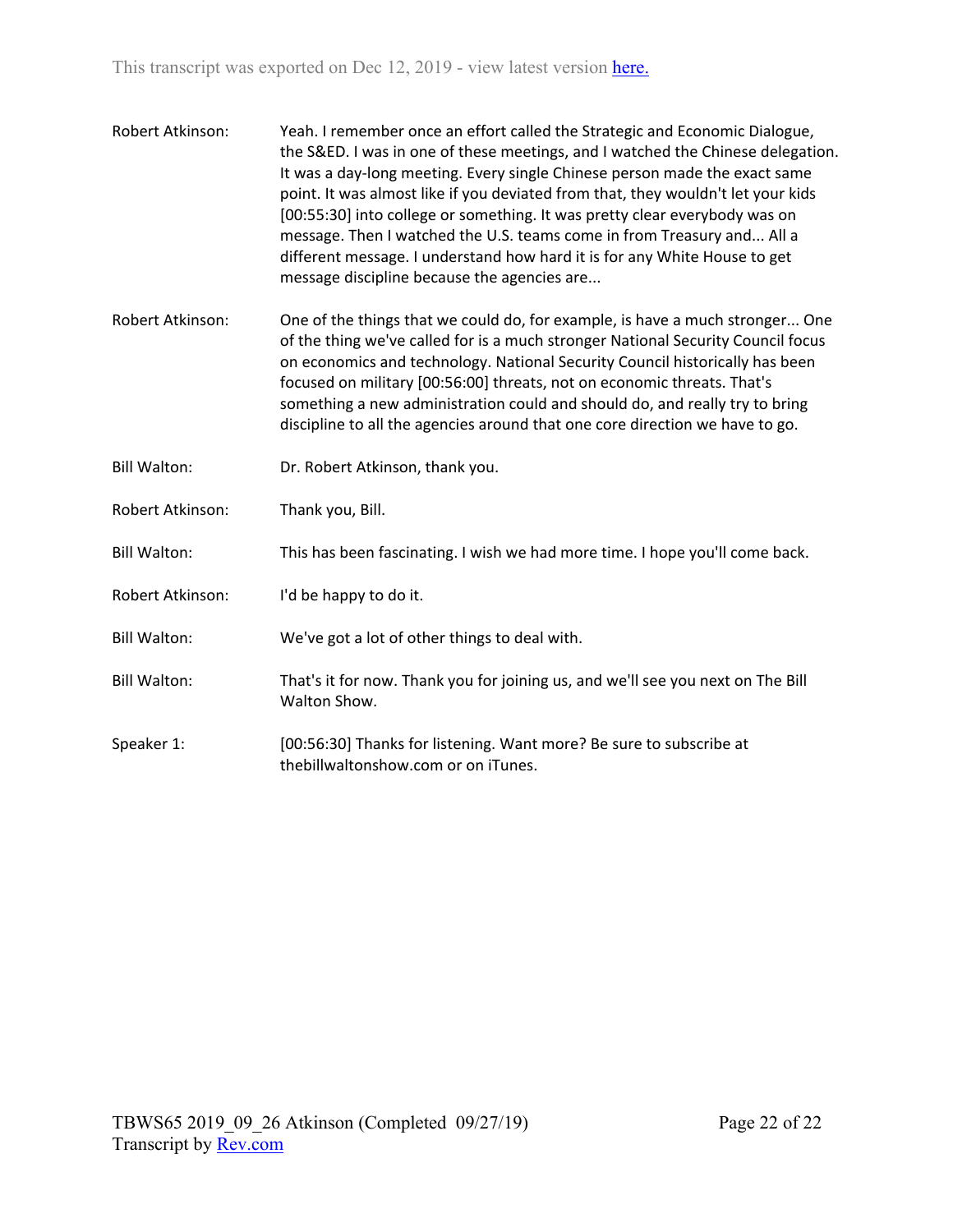Robert Atkinson: Yeah. I remember once an effort called the Strategic and Economic Dialogue, the S&ED. I was in one of these meetings, and I watched the Chinese delegation. It was a day-long meeting. Every single Chinese person made the exact same point. It was almost like if you deviated from that, they wouldn't let your kids [00:55:30] into college or something. It was pretty clear everybody was on message. Then I watched the U.S. teams come in from Treasury and... All a different message. I understand how hard it is for any White House to get message discipline because the agencies are...

Robert Atkinson: One of the things that we could do, for example, is have a much stronger... One of the thing we've called for is a much stronger National Security Council focus on economics and technology. National Security Council historically has been focused on military [00:56:00] threats, not on economic threats. That's something a new administration could and should do, and really try to bring discipline to all the agencies around that one core direction we have to go.

Bill Walton: Dr. Robert Atkinson, thank you.

Robert Atkinson: Thank you, Bill.

Bill Walton: This has been fascinating. I wish we had more time. I hope you'll come back.

Robert Atkinson: I'd be happy to do it.

Bill Walton: We've got a lot of other things to deal with.

Bill Walton: That's it for now. Thank you for joining us, and we'll see you next on The Bill Walton Show.

Speaker 1: [00:56:30] Thanks for listening. Want more? Be sure to subscribe at thebillwaltonshow.com or on iTunes.